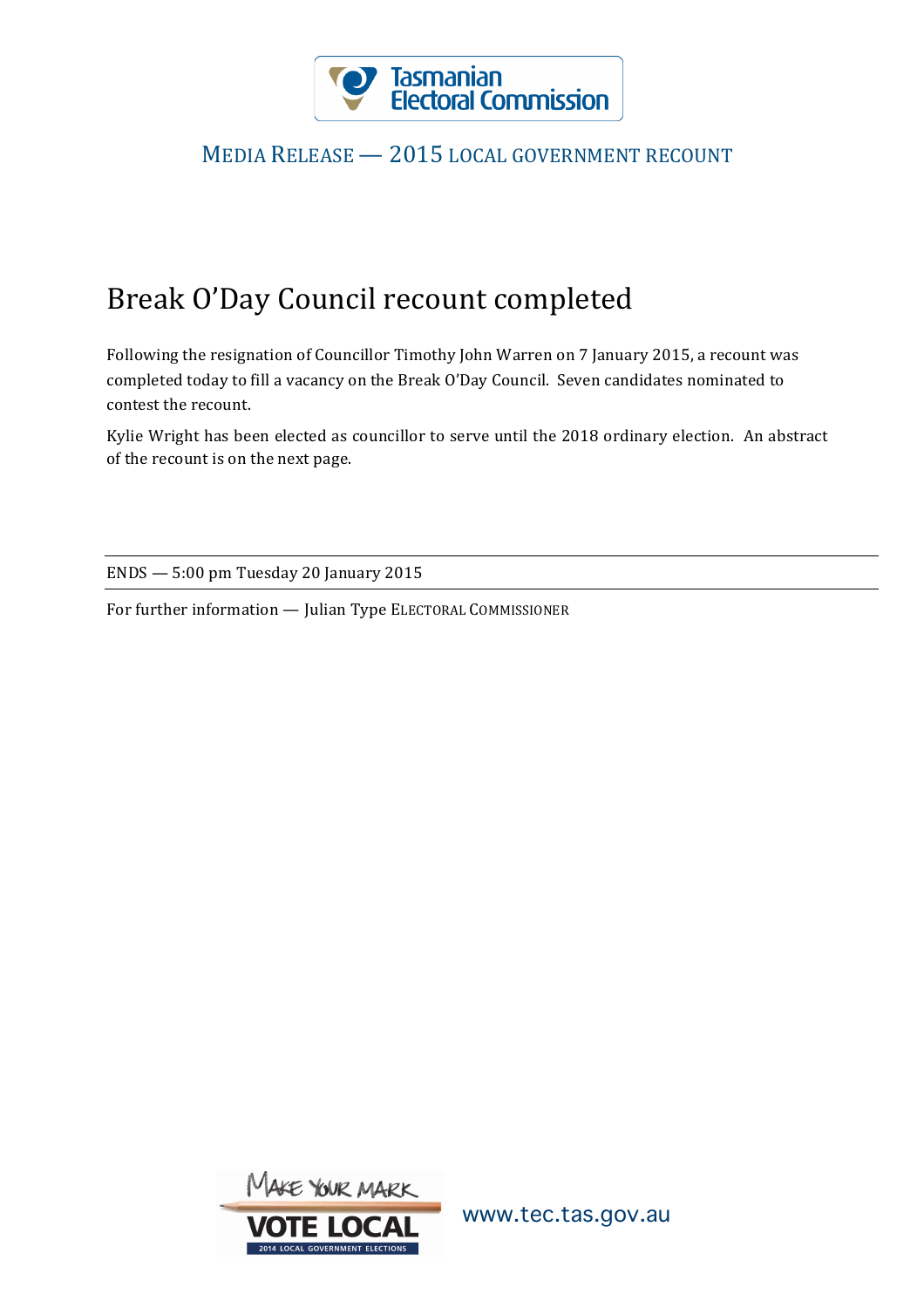Tasmanian Electoral Commission

MEDIA RELEASE — 2015 LOCAL GOVERNMENT RECOUNT

# Break O'Day Council recount completed

Following the resignation of Councillor Timothy John Warren on 7 January 2015, a recount was completed today to fill a vacancy on the Break O'Day Council. Seven candidates nominated to contest the recount.

Kylie Wright has been elected as councillor to serve until the 2018 ordinary election. An abstract of the recount is on the next page.

---

ENDS — 5:00 pm Tuesday 20 January 2015

---

For further information — Julian Type ELECTORAL COMMISSIONER

MAKE YOUR MARK VOTE LOCAL 2014 LOCAL GOVERNMENT ELECTIONS

www.tec.tas.gov.au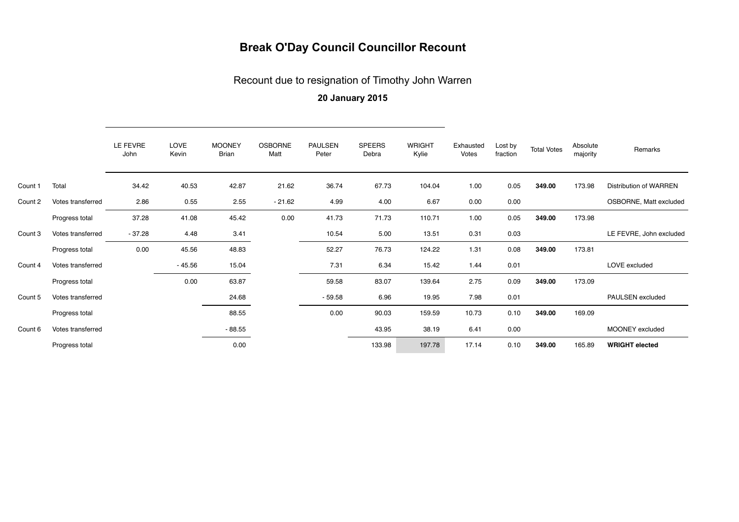# Break O'Day Council Councillor Recount

Recount due to resignation of Timothy John Warren

**20 January 2015**

| | | LE FEVRE John | LOVE Kevin | MOONEY Brian | OSBORNE Matt | PAULSEN Peter | SPEERS Debra | WRIGHT Kylie | Exhausted Votes | Lost by fraction | Total Votes | Absolute majority | Remarks |
|---|---|---|---|---|---|---|---|---|---|---|---|---|---|
| Count 1 | Total | 34.42 | 40.53 | 42.87 | 21.62 | 36.74 | 67.73 | 104.04 | 1.00 | 0.05 | **349.00** | 173.98 | Distribution of WARREN |
| Count 2 | Votes transferred | 2.86 | 0.55 | 2.55 | - 21.62 | 4.99 | 4.00 | 6.67 | 0.00 | 0.00 | | | OSBORNE, Matt excluded |
| | Progress total | 37.28 | 41.08 | 45.42 | 0.00 | 41.73 | 71.73 | 110.71 | 1.00 | 0.05 | **349.00** | 173.98 | |
| Count 3 | Votes transferred | - 37.28 | 4.48 | 3.41 | | 10.54 | 5.00 | 13.51 | 0.31 | 0.03 | | | LE FEVRE, John excluded |
| | Progress total | 0.00 | 45.56 | 48.83 | | 52.27 | 76.73 | 124.22 | 1.31 | 0.08 | **349.00** | 173.81 | |
| Count 4 | Votes transferred | | - 45.56 | 15.04 | | 7.31 | 6.34 | 15.42 | 1.44 | 0.01 | | | LOVE excluded |
| | Progress total | | 0.00 | 63.87 | | 59.58 | 83.07 | 139.64 | 2.75 | 0.09 | **349.00** | 173.09 | |
| Count 5 | Votes transferred | | | 24.68 | | - 59.58 | 6.96 | 19.95 | 7.98 | 0.01 | | | PAULSEN excluded |
| | Progress total | | | 88.55 | | 0.00 | 90.03 | 159.59 | 10.73 | 0.10 | **349.00** | 169.09 | |
| Count 6 | Votes transferred | | | - 88.55 | | | 43.95 | 38.19 | 6.41 | 0.00 | | | MOONEY excluded |
| | Progress total | | | 0.00 | | | 133.98 | 197.78 | 17.14 | 0.10 | **349.00** | 165.89 | **WRIGHT elected** |